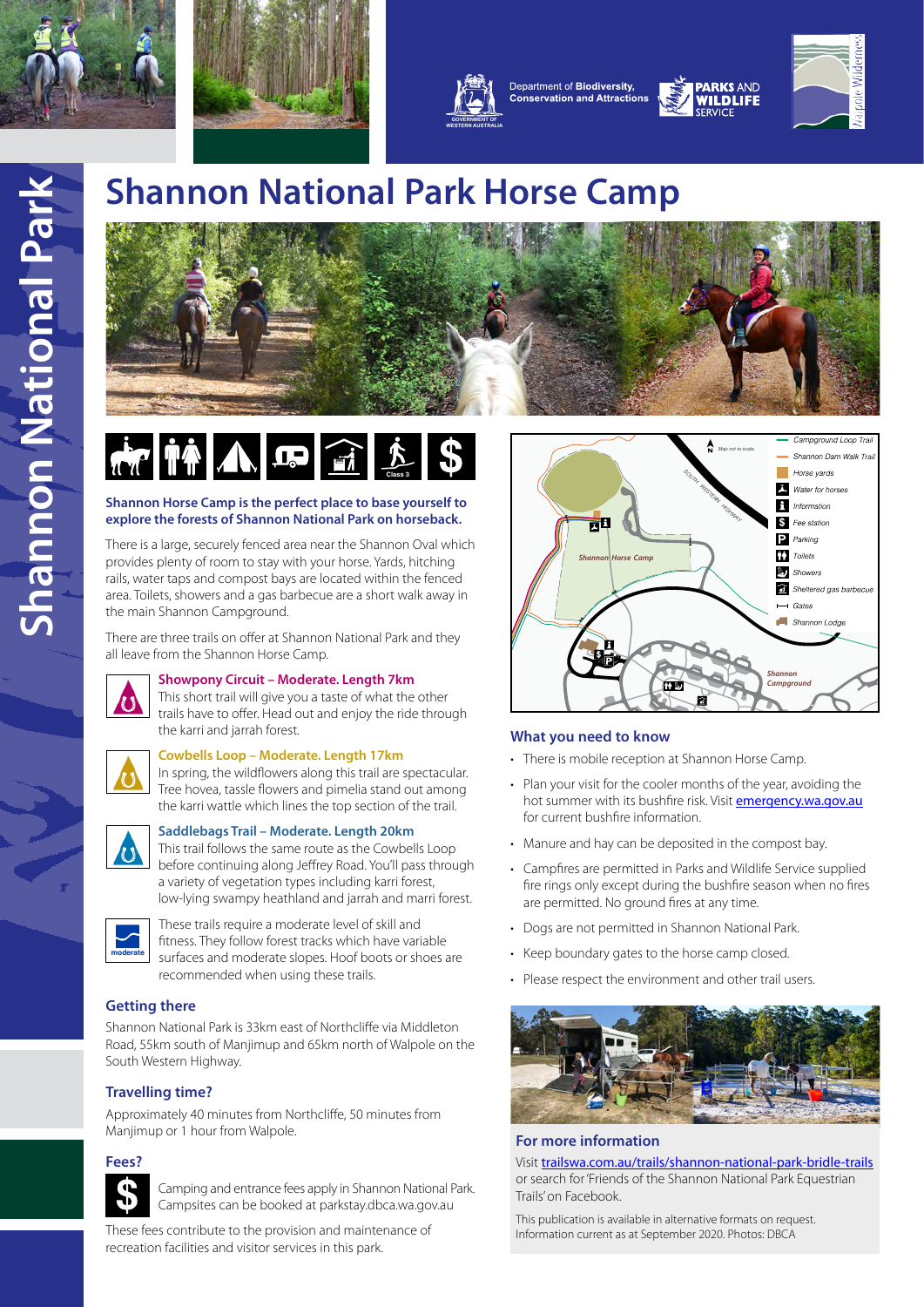# Shannon National Park Horse Camp

**Shannon Horse Camp is the perfect place to base yourself to explore the forests of Shannon National Park on horseback.**

There is a large, securely fenced area near the Shannon Oval which provides plenty of room to stay with your horse. Yards, hitching rails, water taps and compost bays are located within the fenced area. Toilets, showers and a gas barbecue are a short walk away in the main Shannon Campground.

There are three trails on offer at Shannon National Park and they all leave from the Shannon Horse Camp.

### Showpony Circuit – Moderate. Length 7km

This short trail will give you a taste of what the other trails have to offer. Head out and enjoy the ride through the karri and jarrah forest.

### Cowbells Loop – Moderate. Length 17km

In spring, the wildflowers along this trail are spectacular. Tree hovea, tassle flowers and pimelia stand out among the karri wattle which lines the top section of the trail.

### Saddlebags Trail – Moderate. Length 20km

This trail follows the same route as the Cowbells Loop before continuing along Jeffrey Road. You'll pass through a variety of vegetation types including karri forest, low-lying swampy heathland and jarrah and marri forest.

These trails require a moderate level of skill and fitness. They follow forest tracks which have variable surfaces and moderate slopes. Hoof boots or shoes are recommended when using these trails.

## Getting there

Shannon National Park is 33km east of Northcliffe via Middleton Road, 55km south of Manjimup and 65km north of Walpole on the South Western Highway.

## Travelling time?

Approximately 40 minutes from Northcliffe, 50 minutes from Manjimup or 1 hour from Walpole.

## Fees?

Camping and entrance fees apply in Shannon National Park. Campsites can be booked at parkstay.dbca.wa.gov.au

These fees contribute to the provision and maintenance of recreation facilities and visitor services in this park.

## What you need to know

- There is mobile reception at Shannon Horse Camp.
- Plan your visit for the cooler months of the year, avoiding the hot summer with its bushfire risk. Visit emergency.wa.gov.au for current bushfire information.
- Manure and hay can be deposited in the compost bay.
- Campfires are permitted in Parks and Wildlife Service supplied fire rings only except during the bushfire season when no fires are permitted. No ground fires at any time.
- Dogs are not permitted in Shannon National Park.
- Keep boundary gates to the horse camp closed.
- Please respect the environment and other trail users.

## For more information

Visit trailswa.com.au/trails/shannon-national-park-bridle-trails or search for 'Friends of the Shannon National Park Equestrian Trails' on Facebook.

This publication is available in alternative formats on request. Information current as at September 2020. Photos: DBCA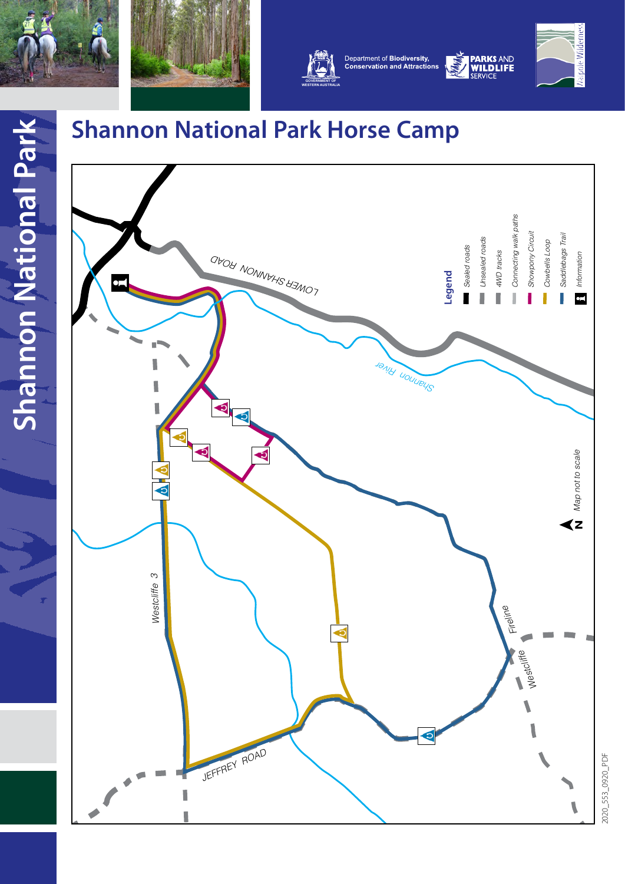Shannon National Park

Department of **Biodiversity, Conservation and Attractions**

GOVERNMENT OF WESTERN AUSTRALIA

**PARKS AND WILDLIFE SERVICE**

Walpole Wilderness

# Shannon National Park Horse Camp

LOWER SHANNON ROAD

Shannon River

Westcliffe 3

Fireline

Westcliffe

JEFFREY ROAD

**Legend**

Sealed roads

Unsealed roads

4WD tracks

Connecting walk paths

Showpony Circuit

Cowbells Loop

Saddlebags Trail

Information

Map not to scale

N

2020_553_0920_PDF